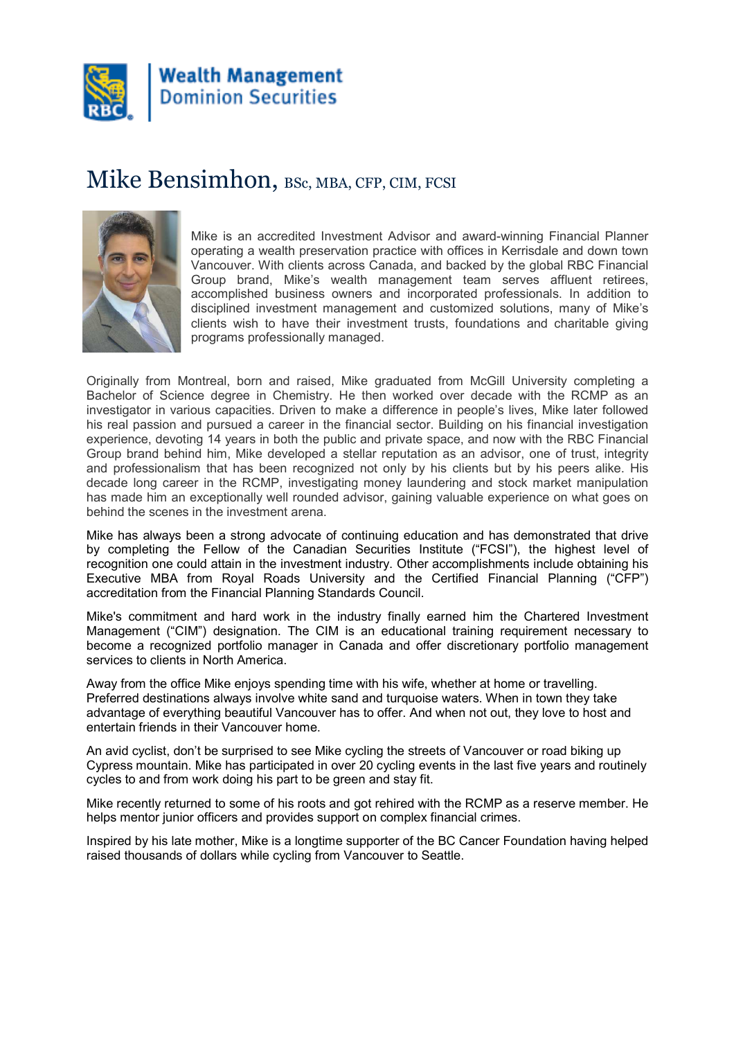Wealth Management
Dominion Securities

# Mike Bensimhon, BSc, MBA, CFP, CIM, FCSI

Mike is an accredited Investment Advisor and award-winning Financial Planner operating a wealth preservation practice with offices in Kerrisdale and down town Vancouver. With clients across Canada, and backed by the global RBC Financial Group brand, Mike's wealth management team serves affluent retirees, accomplished business owners and incorporated professionals. In addition to disciplined investment management and customized solutions, many of Mike's clients wish to have their investment trusts, foundations and charitable giving programs professionally managed.

Originally from Montreal, born and raised, Mike graduated from McGill University completing a Bachelor of Science degree in Chemistry. He then worked over decade with the RCMP as an investigator in various capacities. Driven to make a difference in people's lives, Mike later followed his real passion and pursued a career in the financial sector. Building on his financial investigation experience, devoting 14 years in both the public and private space, and now with the RBC Financial Group brand behind him, Mike developed a stellar reputation as an advisor, one of trust, integrity and professionalism that has been recognized not only by his clients but by his peers alike. His decade long career in the RCMP, investigating money laundering and stock market manipulation has made him an exceptionally well rounded advisor, gaining valuable experience on what goes on behind the scenes in the investment arena.

Mike has always been a strong advocate of continuing education and has demonstrated that drive by completing the Fellow of the Canadian Securities Institute ("FCSI"), the highest level of recognition one could attain in the investment industry. Other accomplishments include obtaining his Executive MBA from Royal Roads University and the Certified Financial Planning ("CFP") accreditation from the Financial Planning Standards Council.

Mike's commitment and hard work in the industry finally earned him the Chartered Investment Management ("CIM") designation. The CIM is an educational training requirement necessary to become a recognized portfolio manager in Canada and offer discretionary portfolio management services to clients in North America.

Away from the office Mike enjoys spending time with his wife, whether at home or travelling. Preferred destinations always involve white sand and turquoise waters. When in town they take advantage of everything beautiful Vancouver has to offer. And when not out, they love to host and entertain friends in their Vancouver home.

An avid cyclist, don't be surprised to see Mike cycling the streets of Vancouver or road biking up Cypress mountain. Mike has participated in over 20 cycling events in the last five years and routinely cycles to and from work doing his part to be green and stay fit.

Mike recently returned to some of his roots and got rehired with the RCMP as a reserve member. He helps mentor junior officers and provides support on complex financial crimes.

Inspired by his late mother, Mike is a longtime supporter of the BC Cancer Foundation having helped raised thousands of dollars while cycling from Vancouver to Seattle.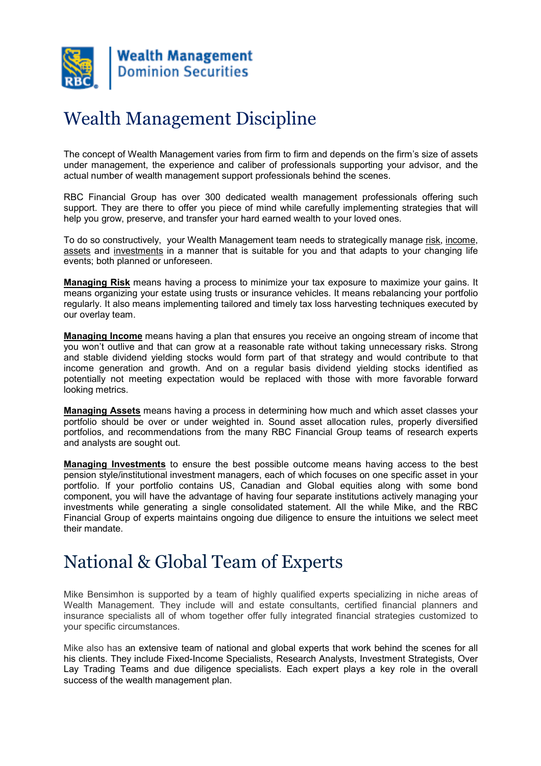**Wealth Management**
**Dominion Securities**

# Wealth Management Discipline

The concept of Wealth Management varies from firm to firm and depends on the firm's size of assets under management, the experience and caliber of professionals supporting your advisor, and the actual number of wealth management support professionals behind the scenes.

RBC Financial Group has over 300 dedicated wealth management professionals offering such support. They are there to offer you piece of mind while carefully implementing strategies that will help you grow, preserve, and transfer your hard earned wealth to your loved ones.

To do so constructively, your Wealth Management team needs to strategically manage risk, income, assets and investments in a manner that is suitable for you and that adapts to your changing life events; both planned or unforeseen.

**Managing Risk** means having a process to minimize your tax exposure to maximize your gains. It means organizing your estate using trusts or insurance vehicles. It means rebalancing your portfolio regularly. It also means implementing tailored and timely tax loss harvesting techniques executed by our overlay team.

**Managing Income** means having a plan that ensures you receive an ongoing stream of income that you won't outlive and that can grow at a reasonable rate without taking unnecessary risks. Strong and stable dividend yielding stocks would form part of that strategy and would contribute to that income generation and growth. And on a regular basis dividend yielding stocks identified as potentially not meeting expectation would be replaced with those with more favorable forward looking metrics.

**Managing Assets** means having a process in determining how much and which asset classes your portfolio should be over or under weighted in. Sound asset allocation rules, properly diversified portfolios, and recommendations from the many RBC Financial Group teams of research experts and analysts are sought out.

**Managing Investments** to ensure the best possible outcome means having access to the best pension style/institutional investment managers, each of which focuses on one specific asset in your portfolio. If your portfolio contains US, Canadian and Global equities along with some bond component, you will have the advantage of having four separate institutions actively managing your investments while generating a single consolidated statement. All the while Mike, and the RBC Financial Group of experts maintains ongoing due diligence to ensure the intuitions we select meet their mandate.

# National & Global Team of Experts

Mike Bensimhon is supported by a team of highly qualified experts specializing in niche areas of Wealth Management. They include will and estate consultants, certified financial planners and insurance specialists all of whom together offer fully integrated financial strategies customized to your specific circumstances.

Mike also has an extensive team of national and global experts that work behind the scenes for all his clients. They include Fixed-Income Specialists, Research Analysts, Investment Strategists, Over Lay Trading Teams and due diligence specialists. Each expert plays a key role in the overall success of the wealth management plan.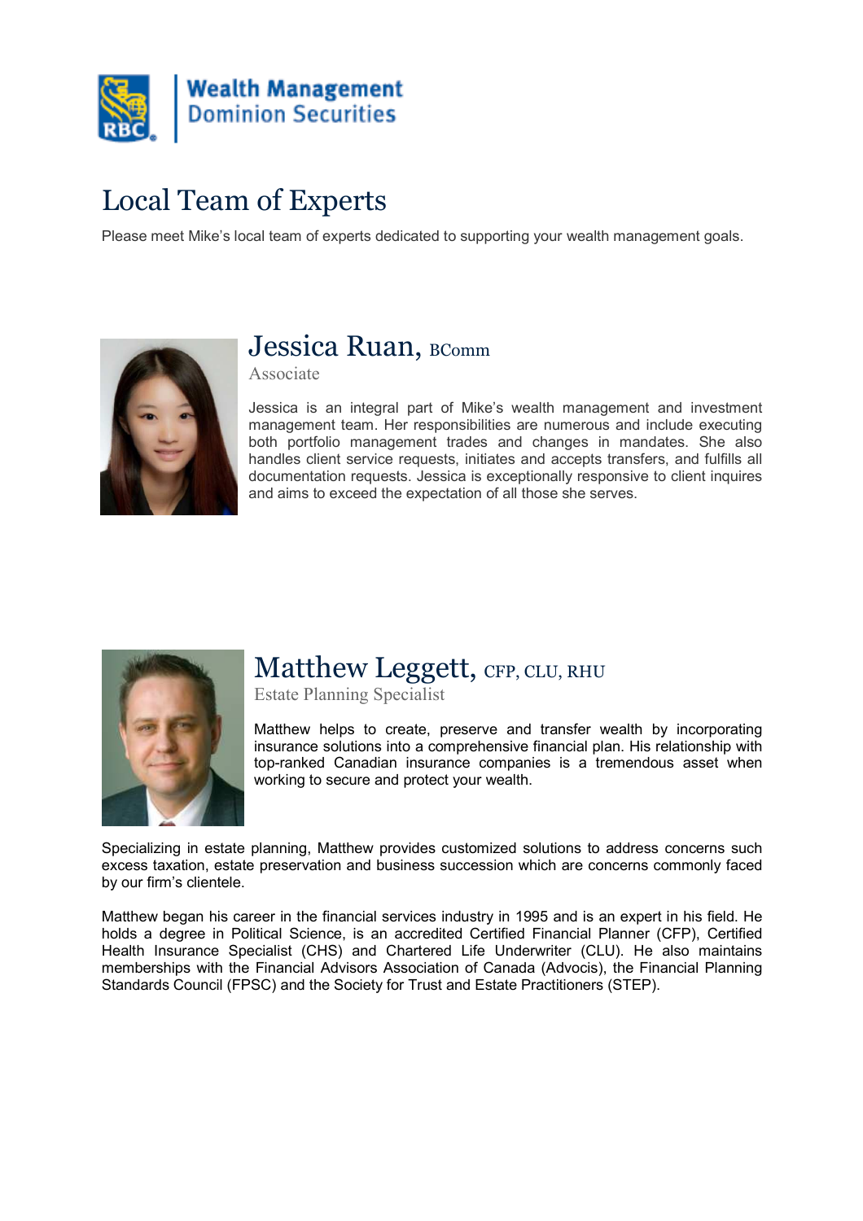# Local Team of Experts

Please meet Mike's local team of experts dedicated to supporting your wealth management goals.

## Jessica Ruan, BComm

Associate

Jessica is an integral part of Mike's wealth management and investment management team. Her responsibilities are numerous and include executing both portfolio management trades and changes in mandates. She also handles client service requests, initiates and accepts transfers, and fulfills all documentation requests. Jessica is exceptionally responsive to client inquires and aims to exceed the expectation of all those she serves.

## Matthew Leggett, CFP, CLU, RHU

Estate Planning Specialist

Matthew helps to create, preserve and transfer wealth by incorporating insurance solutions into a comprehensive financial plan. His relationship with top-ranked Canadian insurance companies is a tremendous asset when working to secure and protect your wealth.

Specializing in estate planning, Matthew provides customized solutions to address concerns such excess taxation, estate preservation and business succession which are concerns commonly faced by our firm's clientele.

Matthew began his career in the financial services industry in 1995 and is an expert in his field. He holds a degree in Political Science, is an accredited Certified Financial Planner (CFP), Certified Health Insurance Specialist (CHS) and Chartered Life Underwriter (CLU). He also maintains memberships with the Financial Advisors Association of Canada (Advocis), the Financial Planning Standards Council (FPSC) and the Society for Trust and Estate Practitioners (STEP).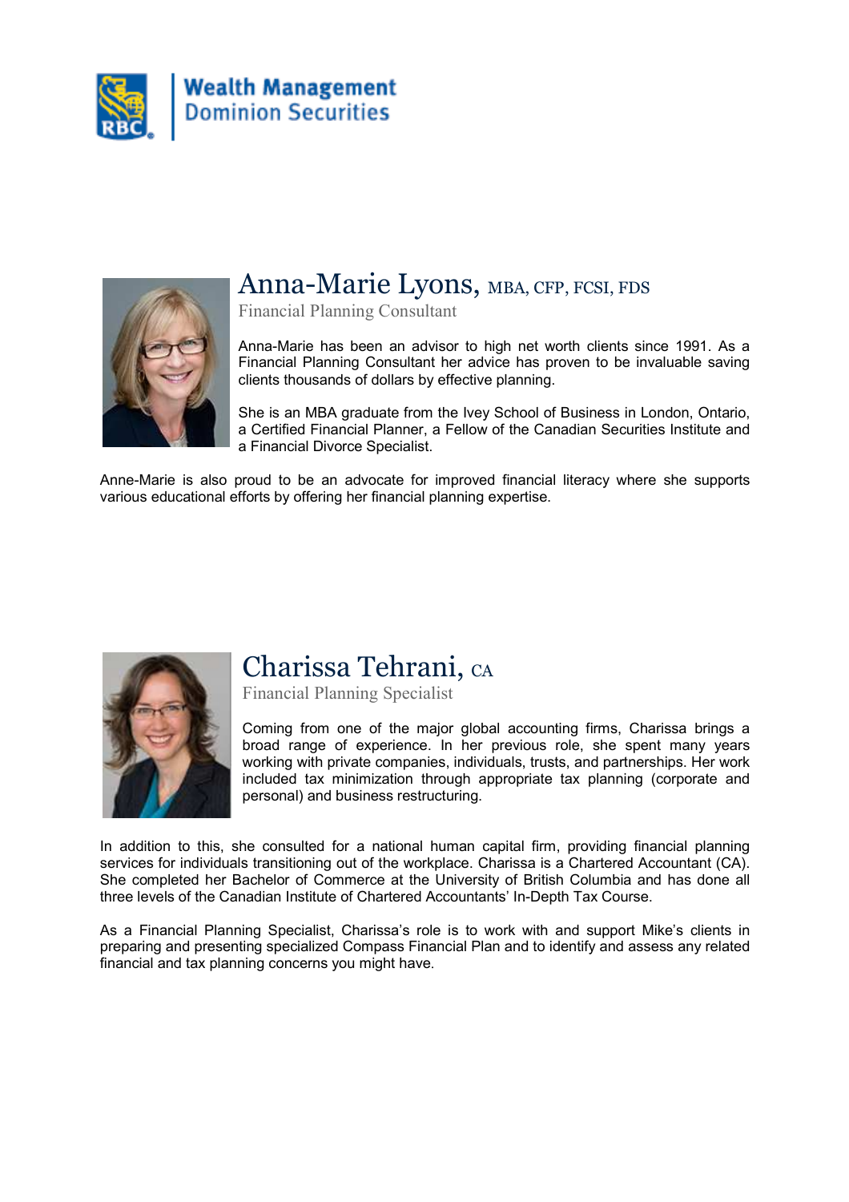Wealth Management
Dominion Securities

## Anna-Marie Lyons, MBA, CFP, FCSI, FDS

Financial Planning Consultant

Anna-Marie has been an advisor to high net worth clients since 1991. As a Financial Planning Consultant her advice has proven to be invaluable saving clients thousands of dollars by effective planning.

She is an MBA graduate from the Ivey School of Business in London, Ontario, a Certified Financial Planner, a Fellow of the Canadian Securities Institute and a Financial Divorce Specialist.

Anne-Marie is also proud to be an advocate for improved financial literacy where she supports various educational efforts by offering her financial planning expertise.

## Charissa Tehrani, CA

Financial Planning Specialist

Coming from one of the major global accounting firms, Charissa brings a broad range of experience. In her previous role, she spent many years working with private companies, individuals, trusts, and partnerships. Her work included tax minimization through appropriate tax planning (corporate and personal) and business restructuring.

In addition to this, she consulted for a national human capital firm, providing financial planning services for individuals transitioning out of the workplace. Charissa is a Chartered Accountant (CA). She completed her Bachelor of Commerce at the University of British Columbia and has done all three levels of the Canadian Institute of Chartered Accountants' In-Depth Tax Course.

As a Financial Planning Specialist, Charissa's role is to work with and support Mike's clients in preparing and presenting specialized Compass Financial Plan and to identify and assess any related financial and tax planning concerns you might have.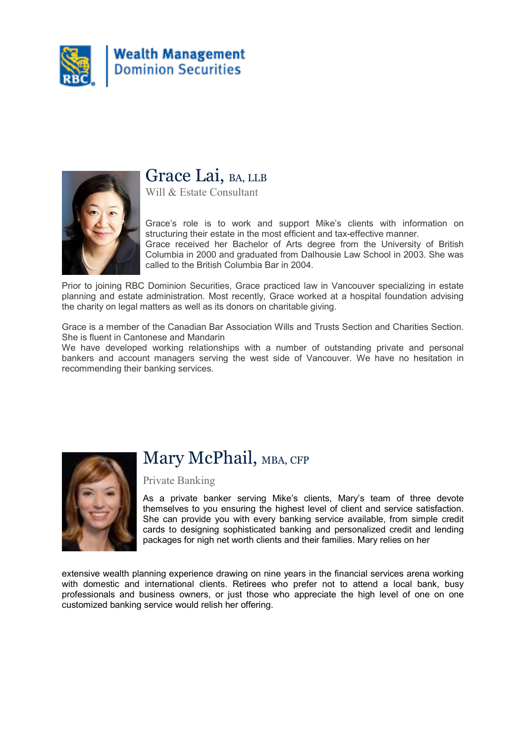Wealth Management
Dominion Securities

## Grace Lai, BA, LLB

Will & Estate Consultant

Grace's role is to work and support Mike's clients with information on structuring their estate in the most efficient and tax-effective manner.
Grace received her Bachelor of Arts degree from the University of British Columbia in 2000 and graduated from Dalhousie Law School in 2003. She was called to the British Columbia Bar in 2004.

Prior to joining RBC Dominion Securities, Grace practiced law in Vancouver specializing in estate planning and estate administration. Most recently, Grace worked at a hospital foundation advising the charity on legal matters as well as its donors on charitable giving.

Grace is a member of the Canadian Bar Association Wills and Trusts Section and Charities Section. She is fluent in Cantonese and Mandarin
We have developed working relationships with a number of outstanding private and personal bankers and account managers serving the west side of Vancouver. We have no hesitation in recommending their banking services.

## Mary McPhail, MBA, CFP

Private Banking

As a private banker serving Mike's clients, Mary's team of three devote themselves to you ensuring the highest level of client and service satisfaction. She can provide you with every banking service available, from simple credit cards to designing sophisticated banking and personalized credit and lending packages for nigh net worth clients and their families. Mary relies on her extensive wealth planning experience drawing on nine years in the financial services arena working with domestic and international clients. Retirees who prefer not to attend a local bank, busy professionals and business owners, or just those who appreciate the high level of one on one customized banking service would relish her offering.